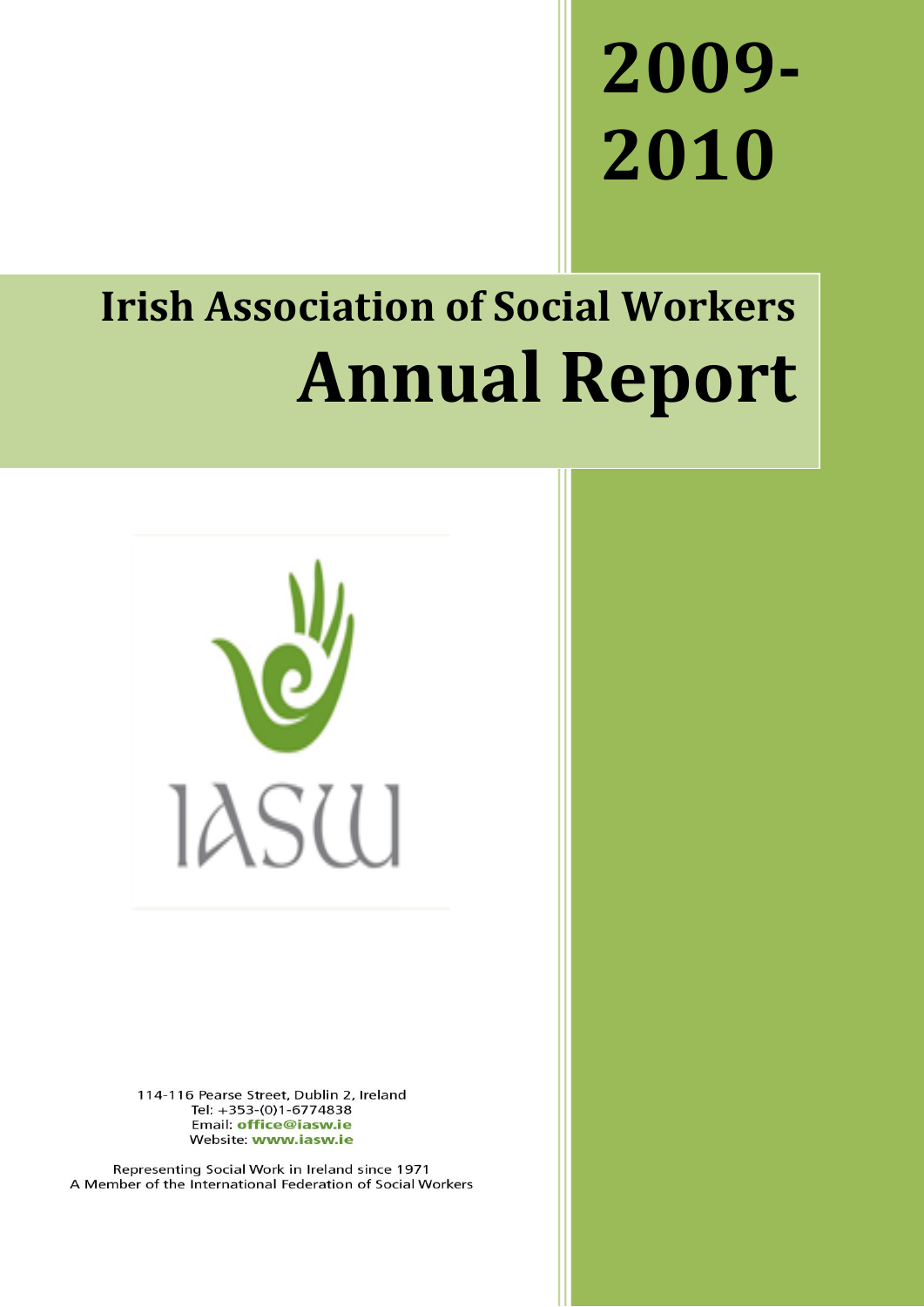# 2009-2010

## Irish Association of Social Workers

# Annual Report

IASW

114-116 Pearse Street, Dublin 2, Ireland
Tel: +353-(0)1-6774838
Email: **office@iasw.ie**
Website: **www.iasw.ie**

Representing Social Work in Ireland since 1971
A Member of the International Federation of Social Workers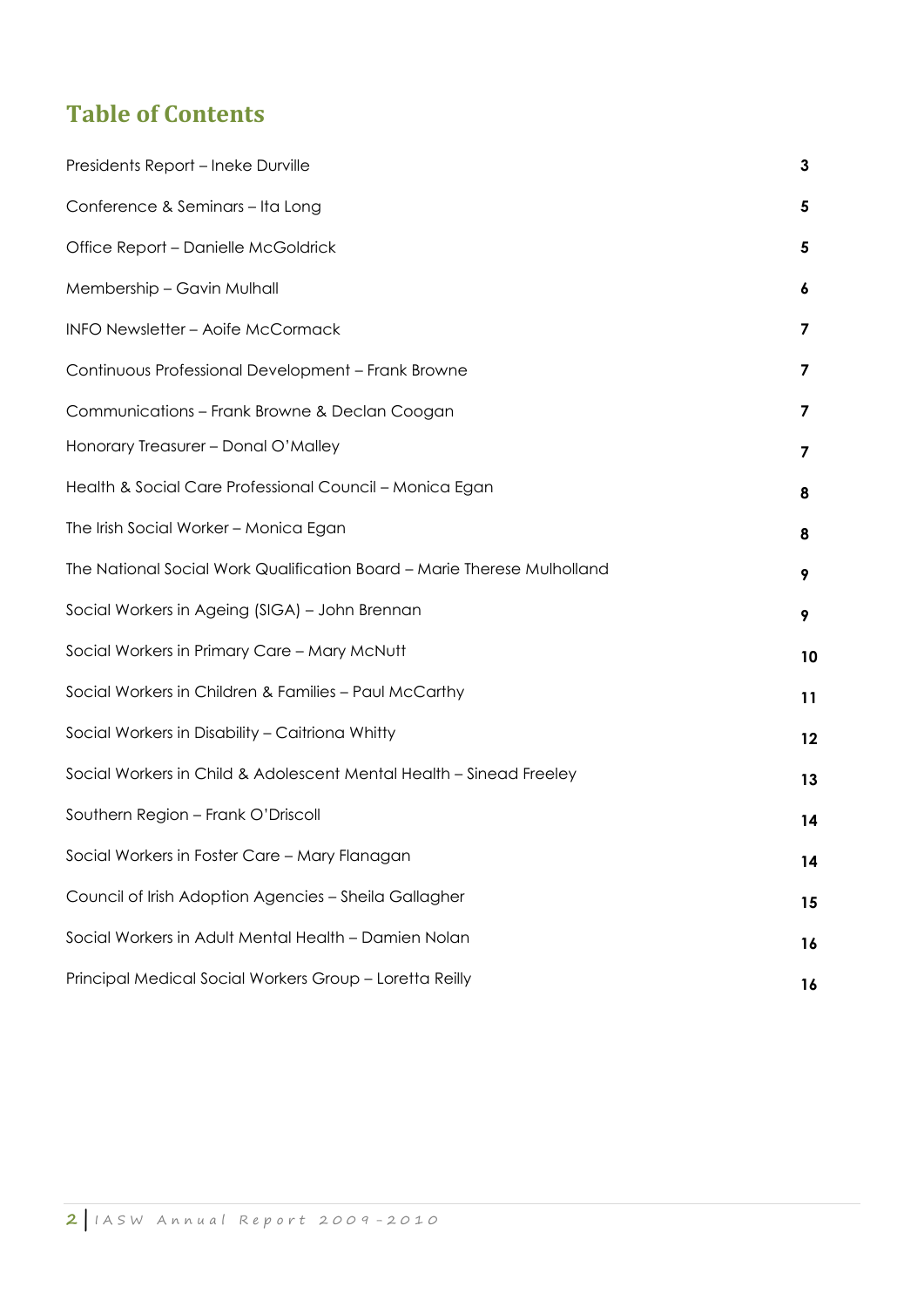## Table of Contents

| | |
|---|---|
| Presidents Report – Ineke Durville | 3 |
| Conference & Seminars – Ita Long | 5 |
| Office Report – Danielle McGoldrick | 5 |
| Membership – Gavin Mulhall | 6 |
| INFO Newsletter – Aoife McCormack | 7 |
| Continuous Professional Development – Frank Browne | 7 |
| Communications – Frank Browne & Declan Coogan | 7 |
| Honorary Treasurer – Donal O'Malley | 7 |
| Health & Social Care Professional Council – Monica Egan | 8 |
| The Irish Social Worker – Monica Egan | 8 |
| The National Social Work Qualification Board – Marie Therese Mulholland | 9 |
| Social Workers in Ageing (SIGA) – John Brennan | 9 |
| Social Workers in Primary Care – Mary McNutt | 10 |
| Social Workers in Children & Families – Paul McCarthy | 11 |
| Social Workers in Disability – Caitriona Whitty | 12 |
| Social Workers in Child & Adolescent Mental Health – Sinead Freeley | 13 |
| Southern Region – Frank O'Driscoll | 14 |
| Social Workers in Foster Care – Mary Flanagan | 14 |
| Council of Irish Adoption Agencies – Sheila Gallagher | 15 |
| Social Workers in Adult Mental Health – Damien Nolan | 16 |
| Principal Medical Social Workers Group – Loretta Reilly | 16 |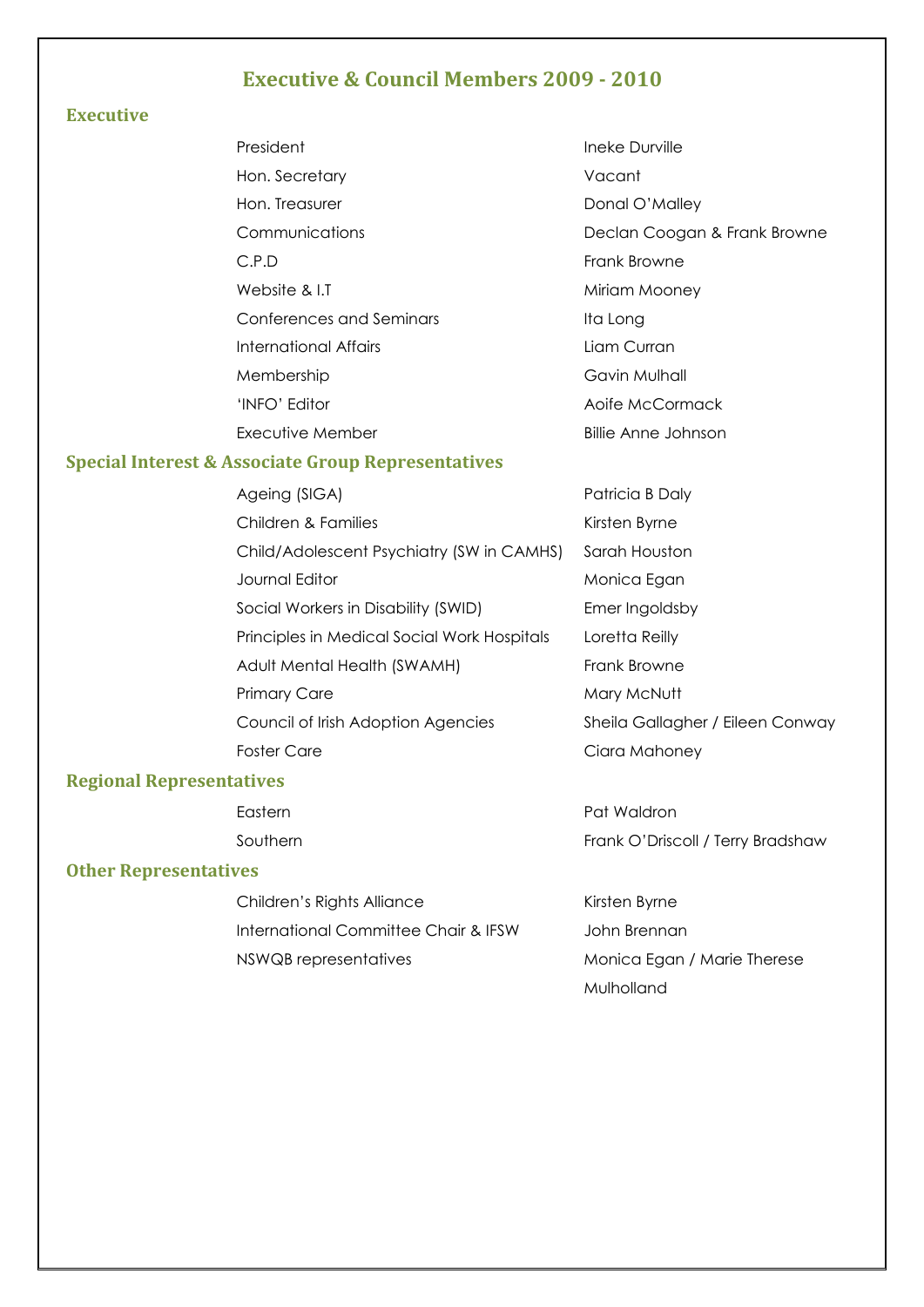# Executive & Council Members 2009 - 2010

## Executive

| | |
|---|---|
| President | Ineke Durville |
| Hon. Secretary | Vacant |
| Hon. Treasurer | Donal O'Malley |
| Communications | Declan Coogan & Frank Browne |
| C.P.D | Frank Browne |
| Website & I.T | Miriam Mooney |
| Conferences and Seminars | Ita Long |
| International Affairs | Liam Curran |
| Membership | Gavin Mulhall |
| 'INFO' Editor | Aoife McCormack |
| Executive Member | Billie Anne Johnson |

## Special Interest & Associate Group Representatives

| | |
|---|---|
| Ageing (SIGA) | Patricia B Daly |
| Children & Families | Kirsten Byrne |
| Child/Adolescent Psychiatry (SW in CAMHS) | Sarah Houston |
| Journal Editor | Monica Egan |
| Social Workers in Disability (SWID) | Emer Ingoldsby |
| Principles in Medical Social Work Hospitals | Loretta Reilly |
| Adult Mental Health (SWAMH) | Frank Browne |
| Primary Care | Mary McNutt |
| Council of Irish Adoption Agencies | Sheila Gallagher / Eileen Conway |
| Foster Care | Ciara Mahoney |

## Regional Representatives

| | |
|---|---|
| Eastern | Pat Waldron |
| Southern | Frank O'Driscoll / Terry Bradshaw |

## Other Representatives

| | |
|---|---|
| Children's Rights Alliance | Kirsten Byrne |
| International Committee Chair & IFSW | John Brennan |
| NSWQB representatives | Monica Egan / Marie Therese Mulholland |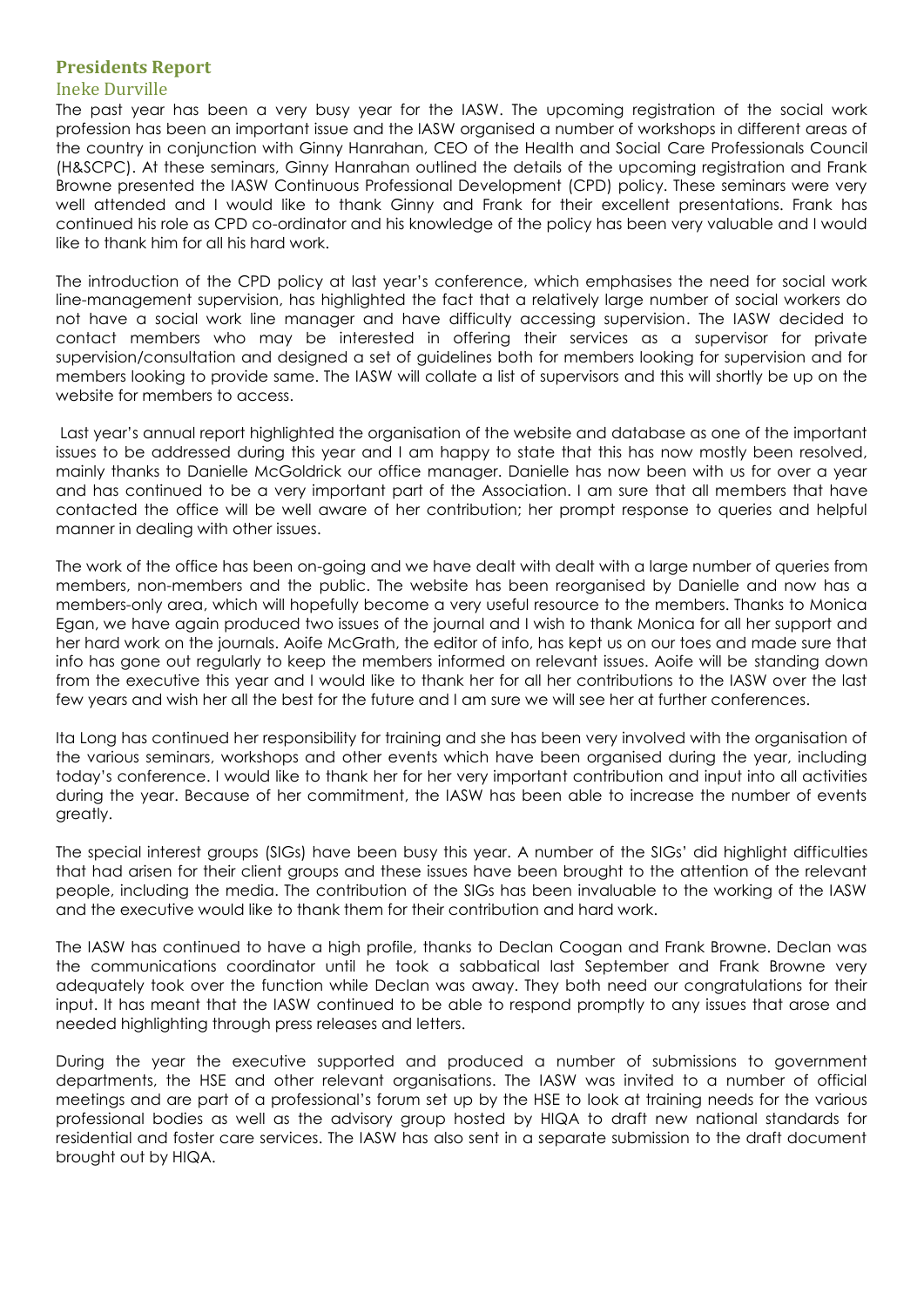## Presidents Report

### Ineke Durville

The past year has been a very busy year for the IASW. The upcoming registration of the social work profession has been an important issue and the IASW organised a number of workshops in different areas of the country in conjunction with Ginny Hanrahan, CEO of the Health and Social Care Professionals Council (H&SCPC). At these seminars, Ginny Hanrahan outlined the details of the upcoming registration and Frank Browne presented the IASW Continuous Professional Development (CPD) policy. These seminars were very well attended and I would like to thank Ginny and Frank for their excellent presentations. Frank has continued his role as CPD co-ordinator and his knowledge of the policy has been very valuable and I would like to thank him for all his hard work.

The introduction of the CPD policy at last year's conference, which emphasises the need for social work line-management supervision, has highlighted the fact that a relatively large number of social workers do not have a social work line manager and have difficulty accessing supervision. The IASW decided to contact members who may be interested in offering their services as a supervisor for private supervision/consultation and designed a set of guidelines both for members looking for supervision and for members looking to provide same. The IASW will collate a list of supervisors and this will shortly be up on the website for members to access.

Last year's annual report highlighted the organisation of the website and database as one of the important issues to be addressed during this year and I am happy to state that this has now mostly been resolved, mainly thanks to Danielle McGoldrick our office manager. Danielle has now been with us for over a year and has continued to be a very important part of the Association. I am sure that all members that have contacted the office will be well aware of her contribution; her prompt response to queries and helpful manner in dealing with other issues.

The work of the office has been on-going and we have dealt with dealt with a large number of queries from members, non-members and the public. The website has been reorganised by Danielle and now has a members-only area, which will hopefully become a very useful resource to the members. Thanks to Monica Egan, we have again produced two issues of the journal and I wish to thank Monica for all her support and her hard work on the journals. Aoife McGrath, the editor of info, has kept us on our toes and made sure that info has gone out regularly to keep the members informed on relevant issues. Aoife will be standing down from the executive this year and I would like to thank her for all her contributions to the IASW over the last few years and wish her all the best for the future and I am sure we will see her at further conferences.

Ita Long has continued her responsibility for training and she has been very involved with the organisation of the various seminars, workshops and other events which have been organised during the year, including today's conference. I would like to thank her for her very important contribution and input into all activities during the year. Because of her commitment, the IASW has been able to increase the number of events greatly.

The special interest groups (SIGs) have been busy this year. A number of the SIGs' did highlight difficulties that had arisen for their client groups and these issues have been brought to the attention of the relevant people, including the media. The contribution of the SIGs has been invaluable to the working of the IASW and the executive would like to thank them for their contribution and hard work.

The IASW has continued to have a high profile, thanks to Declan Coogan and Frank Browne. Declan was the communications coordinator until he took a sabbatical last September and Frank Browne very adequately took over the function while Declan was away. They both need our congratulations for their input. It has meant that the IASW continued to be able to respond promptly to any issues that arose and needed highlighting through press releases and letters.

During the year the executive supported and produced a number of submissions to government departments, the HSE and other relevant organisations. The IASW was invited to a number of official meetings and are part of a professional's forum set up by the HSE to look at training needs for the various professional bodies as well as the advisory group hosted by HIQA to draft new national standards for residential and foster care services. The IASW has also sent in a separate submission to the draft document brought out by HIQA.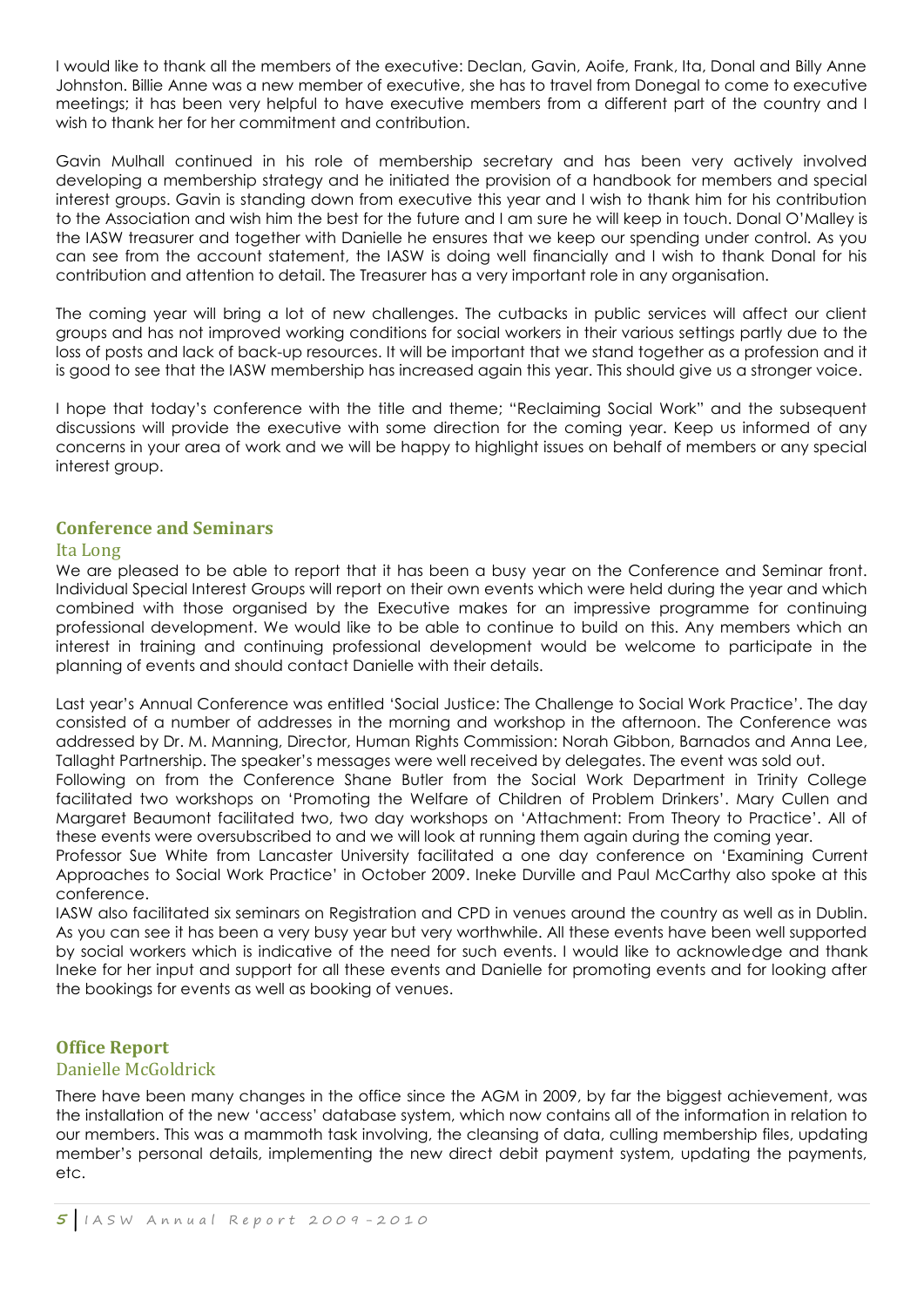I would like to thank all the members of the executive: Declan, Gavin, Aoife, Frank, Ita, Donal and Billy Anne Johnston. Billie Anne was a new member of executive, she has to travel from Donegal to come to executive meetings; it has been very helpful to have executive members from a different part of the country and I wish to thank her for her commitment and contribution.

Gavin Mulhall continued in his role of membership secretary and has been very actively involved developing a membership strategy and he initiated the provision of a handbook for members and special interest groups. Gavin is standing down from executive this year and I wish to thank him for his contribution to the Association and wish him the best for the future and I am sure he will keep in touch. Donal O'Malley is the IASW treasurer and together with Danielle he ensures that we keep our spending under control. As you can see from the account statement, the IASW is doing well financially and I wish to thank Donal for his contribution and attention to detail. The Treasurer has a very important role in any organisation.

The coming year will bring a lot of new challenges. The cutbacks in public services will affect our client groups and has not improved working conditions for social workers in their various settings partly due to the loss of posts and lack of back-up resources. It will be important that we stand together as a profession and it is good to see that the IASW membership has increased again this year. This should give us a stronger voice.

I hope that today's conference with the title and theme; "Reclaiming Social Work" and the subsequent discussions will provide the executive with some direction for the coming year. Keep us informed of any concerns in your area of work and we will be happy to highlight issues on behalf of members or any special interest group.

## Conference and Seminars

### Ita Long

We are pleased to be able to report that it has been a busy year on the Conference and Seminar front. Individual Special Interest Groups will report on their own events which were held during the year and which combined with those organised by the Executive makes for an impressive programme for continuing professional development. We would like to be able to continue to build on this. Any members which an interest in training and continuing professional development would be welcome to participate in the planning of events and should contact Danielle with their details.

Last year's Annual Conference was entitled 'Social Justice: The Challenge to Social Work Practice'. The day consisted of a number of addresses in the morning and workshop in the afternoon. The Conference was addressed by Dr. M. Manning, Director, Human Rights Commission: Norah Gibbon, Barnados and Anna Lee, Tallaght Partnership. The speaker's messages were well received by delegates. The event was sold out.

Following on from the Conference Shane Butler from the Social Work Department in Trinity College facilitated two workshops on 'Promoting the Welfare of Children of Problem Drinkers'. Mary Cullen and Margaret Beaumont facilitated two, two day workshops on 'Attachment: From Theory to Practice'. All of these events were oversubscribed to and we will look at running them again during the coming year.

Professor Sue White from Lancaster University facilitated a one day conference on 'Examining Current Approaches to Social Work Practice' in October 2009. Ineke Durville and Paul McCarthy also spoke at this conference.

IASW also facilitated six seminars on Registration and CPD in venues around the country as well as in Dublin. As you can see it has been a very busy year but very worthwhile. All these events have been well supported by social workers which is indicative of the need for such events. I would like to acknowledge and thank Ineke for her input and support for all these events and Danielle for promoting events and for looking after the bookings for events as well as booking of venues.

## Office Report

### Danielle McGoldrick

There have been many changes in the office since the AGM in 2009, by far the biggest achievement, was the installation of the new 'access' database system, which now contains all of the information in relation to our members. This was a mammoth task involving, the cleansing of data, culling membership files, updating member's personal details, implementing the new direct debit payment system, updating the payments, etc.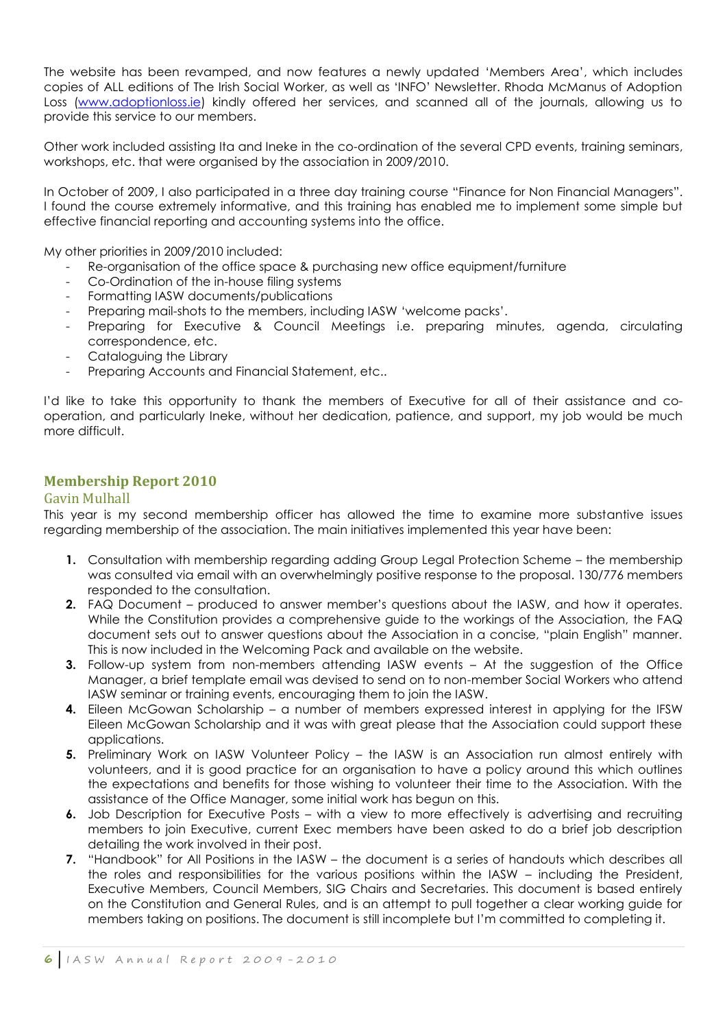The website has been revamped, and now features a newly updated 'Members Area', which includes copies of ALL editions of The Irish Social Worker, as well as 'INFO' Newsletter. Rhoda McManus of Adoption Loss (www.adoptionloss.ie) kindly offered her services, and scanned all of the journals, allowing us to provide this service to our members.

Other work included assisting Ita and Ineke in the co-ordination of the several CPD events, training seminars, workshops, etc. that were organised by the association in 2009/2010.

In October of 2009, I also participated in a three day training course "Finance for Non Financial Managers". I found the course extremely informative, and this training has enabled me to implement some simple but effective financial reporting and accounting systems into the office.

My other priorities in 2009/2010 included:

- Re-organisation of the office space & purchasing new office equipment/furniture
- Co-Ordination of the in-house filing systems
- Formatting IASW documents/publications
- Preparing mail-shots to the members, including IASW 'welcome packs'.
- Preparing for Executive & Council Meetings i.e. preparing minutes, agenda, circulating correspondence, etc.
- Cataloguing the Library
- Preparing Accounts and Financial Statement, etc..

I'd like to take this opportunity to thank the members of Executive for all of their assistance and co-operation, and particularly Ineke, without her dedication, patience, and support, my job would be much more difficult.

## Membership Report 2010

### Gavin Mulhall

This year is my second membership officer has allowed the time to examine more substantive issues regarding membership of the association. The main initiatives implemented this year have been:

1. Consultation with membership regarding adding Group Legal Protection Scheme – the membership was consulted via email with an overwhelmingly positive response to the proposal. 130/776 members responded to the consultation.
2. FAQ Document – produced to answer member's questions about the IASW, and how it operates. While the Constitution provides a comprehensive guide to the workings of the Association, the FAQ document sets out to answer questions about the Association in a concise, "plain English" manner. This is now included in the Welcoming Pack and available on the website.
3. Follow-up system from non-members attending IASW events – At the suggestion of the Office Manager, a brief template email was devised to send on to non-member Social Workers who attend IASW seminar or training events, encouraging them to join the IASW.
4. Eileen McGowan Scholarship – a number of members expressed interest in applying for the IFSW Eileen McGowan Scholarship and it was with great please that the Association could support these applications.
5. Preliminary Work on IASW Volunteer Policy – the IASW is an Association run almost entirely with volunteers, and it is good practice for an organisation to have a policy around this which outlines the expectations and benefits for those wishing to volunteer their time to the Association. With the assistance of the Office Manager, some initial work has begun on this.
6. Job Description for Executive Posts – with a view to more effectively is advertising and recruiting members to join Executive, current Exec members have been asked to do a brief job description detailing the work involved in their post.
7. "Handbook" for All Positions in the IASW – the document is a series of handouts which describes all the roles and responsibilities for the various positions within the IASW – including the President, Executive Members, Council Members, SIG Chairs and Secretaries. This document is based entirely on the Constitution and General Rules, and is an attempt to pull together a clear working guide for members taking on positions. The document is still incomplete but I'm committed to completing it.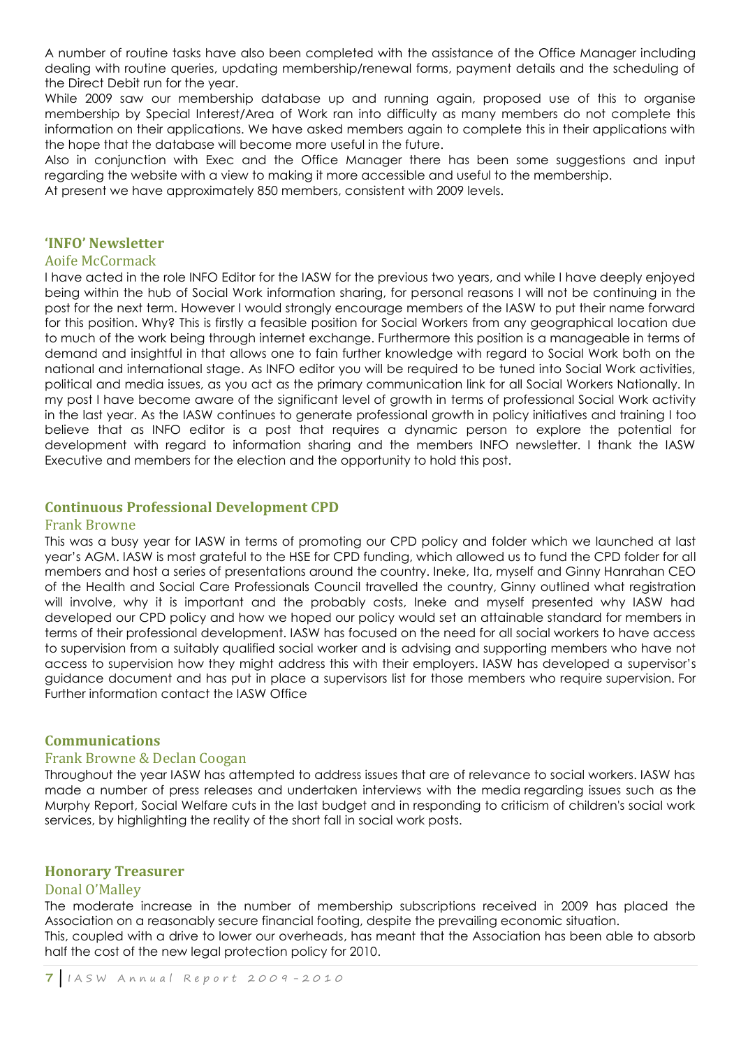A number of routine tasks have also been completed with the assistance of the Office Manager including dealing with routine queries, updating membership/renewal forms, payment details and the scheduling of the Direct Debit run for the year.

While 2009 saw our membership database up and running again, proposed use of this to organise membership by Special Interest/Area of Work ran into difficulty as many members do not complete this information on their applications. We have asked members again to complete this in their applications with the hope that the database will become more useful in the future.

Also in conjunction with Exec and the Office Manager there has been some suggestions and input regarding the website with a view to making it more accessible and useful to the membership.

At present we have approximately 850 members, consistent with 2009 levels.

## 'INFO' Newsletter

### Aoife McCormack

I have acted in the role INFO Editor for the IASW for the previous two years, and while I have deeply enjoyed being within the hub of Social Work information sharing, for personal reasons I will not be continuing in the post for the next term. However I would strongly encourage members of the IASW to put their name forward for this position. Why? This is firstly a feasible position for Social Workers from any geographical location due to much of the work being through internet exchange. Furthermore this position is a manageable in terms of demand and insightful in that allows one to fain further knowledge with regard to Social Work both on the national and international stage. As INFO editor you will be required to be tuned into Social Work activities, political and media issues, as you act as the primary communication link for all Social Workers Nationally. In my post I have become aware of the significant level of growth in terms of professional Social Work activity in the last year. As the IASW continues to generate professional growth in policy initiatives and training I too believe that as INFO editor is a post that requires a dynamic person to explore the potential for development with regard to information sharing and the members INFO newsletter. I thank the IASW Executive and members for the election and the opportunity to hold this post.

## Continuous Professional Development CPD

### Frank Browne

This was a busy year for IASW in terms of promoting our CPD policy and folder which we launched at last year's AGM. IASW is most grateful to the HSE for CPD funding, which allowed us to fund the CPD folder for all members and host a series of presentations around the country. Ineke, Ita, myself and Ginny Hanrahan CEO of the Health and Social Care Professionals Council travelled the country, Ginny outlined what registration will involve, why it is important and the probably costs, Ineke and myself presented why IASW had developed our CPD policy and how we hoped our policy would set an attainable standard for members in terms of their professional development. IASW has focused on the need for all social workers to have access to supervision from a suitably qualified social worker and is advising and supporting members who have not access to supervision how they might address this with their employers. IASW has developed a supervisor's guidance document and has put in place a supervisors list for those members who require supervision. For Further information contact the IASW Office

## Communications

### Frank Browne & Declan Coogan

Throughout the year IASW has attempted to address issues that are of relevance to social workers. IASW has made a number of press releases and undertaken interviews with the media regarding issues such as the Murphy Report, Social Welfare cuts in the last budget and in responding to criticism of children's social work services, by highlighting the reality of the short fall in social work posts.

## Honorary Treasurer

### Donal O'Malley

The moderate increase in the number of membership subscriptions received in 2009 has placed the Association on a reasonably secure financial footing, despite the prevailing economic situation.

This, coupled with a drive to lower our overheads, has meant that the Association has been able to absorb half the cost of the new legal protection policy for 2010.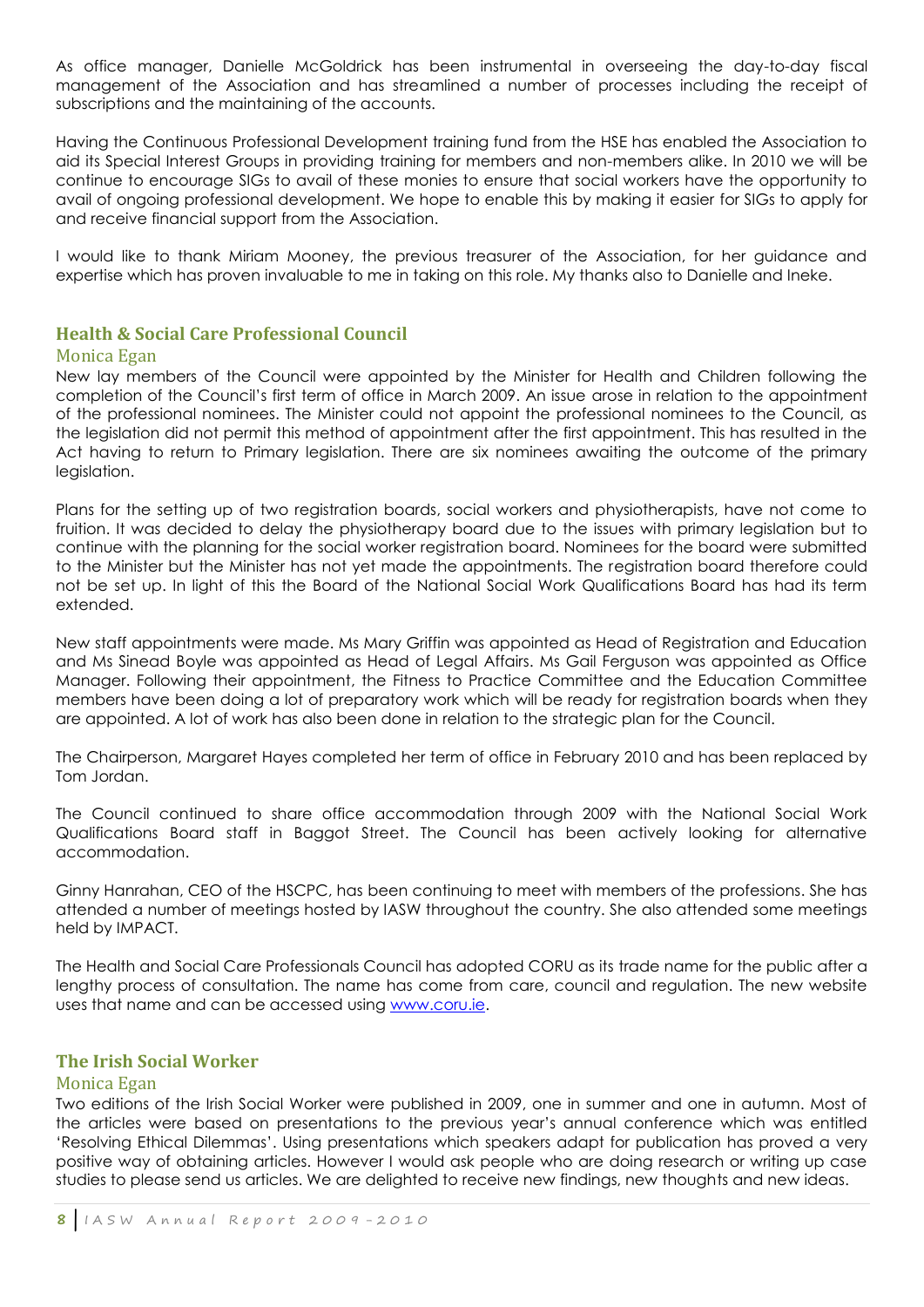As office manager, Danielle McGoldrick has been instrumental in overseeing the day-to-day fiscal management of the Association and has streamlined a number of processes including the receipt of subscriptions and the maintaining of the accounts.

Having the Continuous Professional Development training fund from the HSE has enabled the Association to aid its Special Interest Groups in providing training for members and non-members alike. In 2010 we will be continue to encourage SIGs to avail of these monies to ensure that social workers have the opportunity to avail of ongoing professional development. We hope to enable this by making it easier for SIGs to apply for and receive financial support from the Association.

I would like to thank Miriam Mooney, the previous treasurer of the Association, for her guidance and expertise which has proven invaluable to me in taking on this role. My thanks also to Danielle and Ineke.

## Health & Social Care Professional Council

### Monica Egan

New lay members of the Council were appointed by the Minister for Health and Children following the completion of the Council's first term of office in March 2009. An issue arose in relation to the appointment of the professional nominees. The Minister could not appoint the professional nominees to the Council, as the legislation did not permit this method of appointment after the first appointment. This has resulted in the Act having to return to Primary legislation. There are six nominees awaiting the outcome of the primary legislation.

Plans for the setting up of two registration boards, social workers and physiotherapists, have not come to fruition. It was decided to delay the physiotherapy board due to the issues with primary legislation but to continue with the planning for the social worker registration board. Nominees for the board were submitted to the Minister but the Minister has not yet made the appointments. The registration board therefore could not be set up. In light of this the Board of the National Social Work Qualifications Board has had its term extended.

New staff appointments were made. Ms Mary Griffin was appointed as Head of Registration and Education and Ms Sinead Boyle was appointed as Head of Legal Affairs. Ms Gail Ferguson was appointed as Office Manager. Following their appointment, the Fitness to Practice Committee and the Education Committee members have been doing a lot of preparatory work which will be ready for registration boards when they are appointed. A lot of work has also been done in relation to the strategic plan for the Council.

The Chairperson, Margaret Hayes completed her term of office in February 2010 and has been replaced by Tom Jordan.

The Council continued to share office accommodation through 2009 with the National Social Work Qualifications Board staff in Baggot Street. The Council has been actively looking for alternative accommodation.

Ginny Hanrahan, CEO of the HSCPC, has been continuing to meet with members of the professions. She has attended a number of meetings hosted by IASW throughout the country. She also attended some meetings held by IMPACT.

The Health and Social Care Professionals Council has adopted CORU as its trade name for the public after a lengthy process of consultation. The name has come from care, council and regulation. The new website uses that name and can be accessed using www.coru.ie.

## The Irish Social Worker

### Monica Egan

Two editions of the Irish Social Worker were published in 2009, one in summer and one in autumn. Most of the articles were based on presentations to the previous year's annual conference which was entitled 'Resolving Ethical Dilemmas'. Using presentations which speakers adapt for publication has proved a very positive way of obtaining articles. However I would ask people who are doing research or writing up case studies to please send us articles. We are delighted to receive new findings, new thoughts and new ideas.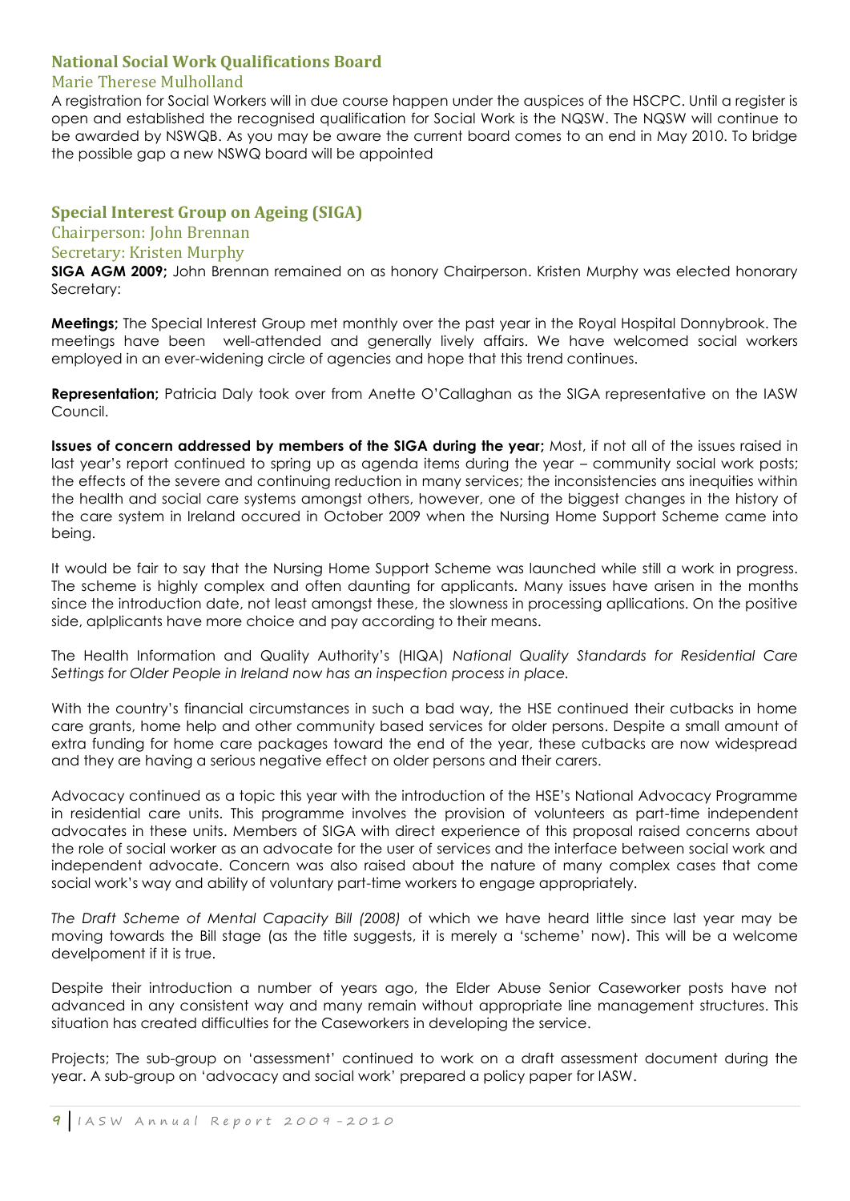## National Social Work Qualifications Board

### Marie Therese Mulholland

A registration for Social Workers will in due course happen under the auspices of the HSCPC. Until a register is open and established the recognised qualification for Social Work is the NQSW. The NQSW will continue to be awarded by NSWQB. As you may be aware the current board comes to an end in May 2010. To bridge the possible gap a new NSWQ board will be appointed

## Special Interest Group on Ageing (SIGA)

### Chairperson: John Brennan

### Secretary: Kristen Murphy

**SIGA AGM 2009;** John Brennan remained on as honory Chairperson. Kristen Murphy was elected honorary Secretary:

**Meetings;** The Special Interest Group met monthly over the past year in the Royal Hospital Donnybrook. The meetings have been well-attended and generally lively affairs. We have welcomed social workers employed in an ever-widening circle of agencies and hope that this trend continues.

**Representation;** Patricia Daly took over from Anette O'Callaghan as the SIGA representative on the IASW Council.

**Issues of concern addressed by members of the SIGA during the year;** Most, if not all of the issues raised in last year's report continued to spring up as agenda items during the year – community social work posts; the effects of the severe and continuing reduction in many services; the inconsistencies ans inequities within the health and social care systems amongst others, however, one of the biggest changes in the history of the care system in Ireland occured in October 2009 when the Nursing Home Support Scheme came into being.

It would be fair to say that the Nursing Home Support Scheme was launched while still a work in progress. The scheme is highly complex and often daunting for applicants. Many issues have arisen in the months since the introduction date, not least amongst these, the slowness in processing apllications. On the positive side, aplplicants have more choice and pay according to their means.

The Health Information and Quality Authority's (HIQA) *National Quality Standards for Residential Care Settings for Older People in Ireland now has an inspection process in place.*

With the country's financial circumstances in such a bad way, the HSE continued their cutbacks in home care grants, home help and other community based services for older persons. Despite a small amount of extra funding for home care packages toward the end of the year, these cutbacks are now widespread and they are having a serious negative effect on older persons and their carers.

Advocacy continued as a topic this year with the introduction of the HSE's National Advocacy Programme in residential care units. This programme involves the provision of volunteers as part-time independent advocates in these units. Members of SIGA with direct experience of this proposal raised concerns about the role of social worker as an advocate for the user of services and the interface between social work and independent advocate. Concern was also raised about the nature of many complex cases that come social work's way and ability of voluntary part-time workers to engage appropriately.

*The Draft Scheme of Mental Capacity Bill (2008)* of which we have heard little since last year may be moving towards the Bill stage (as the title suggests, it is merely a 'scheme' now). This will be a welcome develpoment if it is true.

Despite their introduction a number of years ago, the Elder Abuse Senior Caseworker posts have not advanced in any consistent way and many remain without appropriate line management structures. This situation has created difficulties for the Caseworkers in developing the service.

Projects; The sub-group on 'assessment' continued to work on a draft assessment document during the year. A sub-group on 'advocacy and social work' prepared a policy paper for IASW.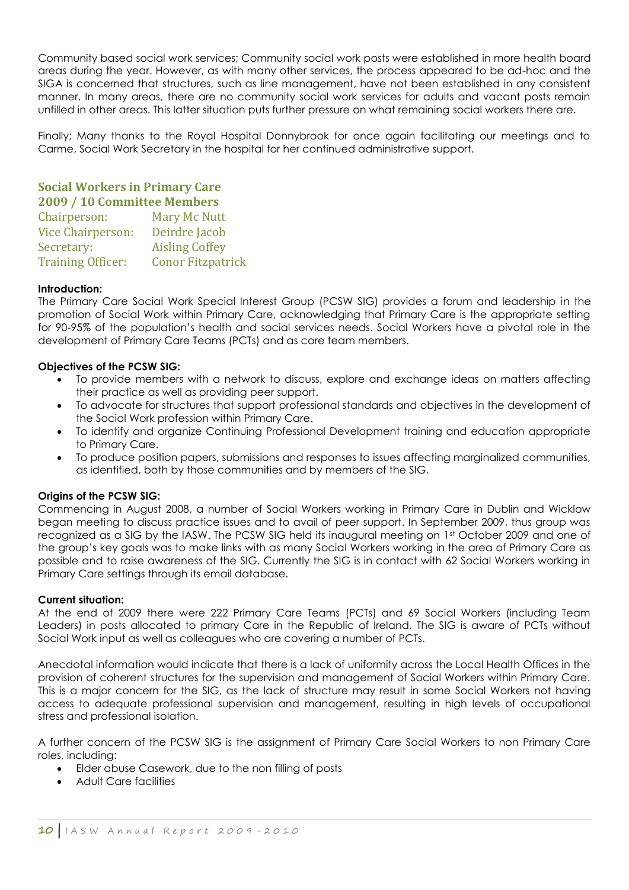Community based social work services; Community social work posts were established in more health board areas during the year. However, as with many other services, the process appeared to be ad-hoc and the SIGA is concerned that structures, such as line management, have not been established in any consistent manner. In many areas, there are no community social work services for adults and vacant posts remain unfilled in other areas. This latter situation puts further pressure on what remaining social workers there are.

Finally; Many thanks to the Royal Hospital Donnybrook for once again facilitating our meetings and to Carme, Social Work Secretary in the hospital for her continued administrative support.

## Social Workers in Primary Care 2009 / 10 Committee Members

| | |
|---|---|
| Chairperson: | Mary Mc Nutt |
| Vice Chairperson: | Deirdre Jacob |
| Secretary: | Aisling Coffey |
| Training Officer: | Conor Fitzpatrick |

**Introduction:**
The Primary Care Social Work Special Interest Group (PCSW SIG) provides a forum and leadership in the promotion of Social Work within Primary Care, acknowledging that Primary Care is the appropriate setting for 90-95% of the population's health and social services needs. Social Workers have a pivotal role in the development of Primary Care Teams (PCTs) and as core team members.

**Objectives of the PCSW SIG:**

- To provide members with a network to discuss, explore and exchange ideas on matters affecting their practice as well as providing peer support.
- To advocate for structures that support professional standards and objectives in the development of the Social Work profession within Primary Care.
- To identify and organize Continuing Professional Development training and education appropriate to Primary Care.
- To produce position papers, submissions and responses to issues affecting marginalized communities, as identified, both by those communities and by members of the SIG.

**Origins of the PCSW SIG:**
Commencing in August 2008, a number of Social Workers working in Primary Care in Dublin and Wicklow began meeting to discuss practice issues and to avail of peer support. In September 2009, thus group was recognized as a SIG by the IASW. The PCSW SIG held its inaugural meeting on 1st October 2009 and one of the group's key goals was to make links with as many Social Workers working in the area of Primary Care as possible and to raise awareness of the SIG. Currently the SIG is in contact with 62 Social Workers working in Primary Care settings through its email database.

**Current situation:**
At the end of 2009 there were 222 Primary Care Teams (PCTs) and 69 Social Workers (including Team Leaders) in posts allocated to primary Care in the Republic of Ireland. The SIG is aware of PCTs without Social Work input as well as colleagues who are covering a number of PCTs.

Anecdotal information would indicate that there is a lack of uniformity across the Local Health Offices in the provision of coherent structures for the supervision and management of Social Workers within Primary Care. This is a major concern for the SIG, as the lack of structure may result in some Social Workers not having access to adequate professional supervision and management, resulting in high levels of occupational stress and professional isolation.

A further concern of the PCSW SIG is the assignment of Primary Care Social Workers to non Primary Care roles, including:

- Elder abuse Casework, due to the non filling of posts
- Adult Care facilities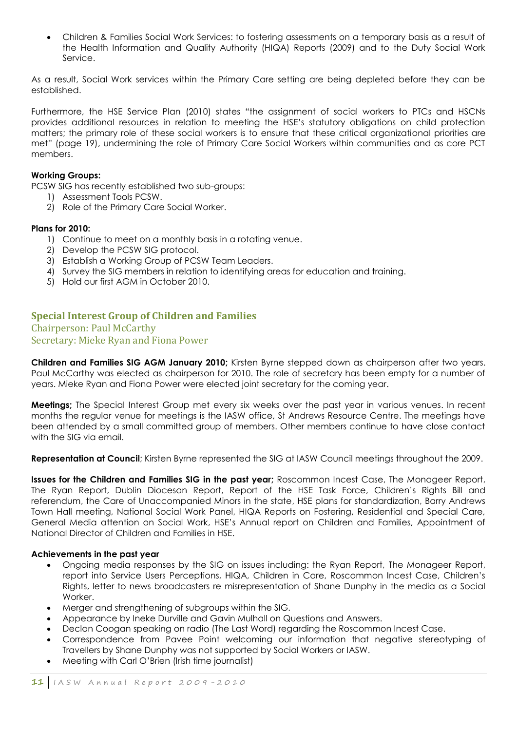- Children & Families Social Work Services: to fostering assessments on a temporary basis as a result of the Health Information and Quality Authority (HIQA) Reports (2009) and to the Duty Social Work Service.

As a result, Social Work services within the Primary Care setting are being depleted before they can be established.

Furthermore, the HSE Service Plan (2010) states "the assignment of social workers to PTCs and HSCNs provides additional resources in relation to meeting the HSE's statutory obligations on child protection matters; the primary role of these social workers is to ensure that these critical organizational priorities are met" (page 19), undermining the role of Primary Care Social Workers within communities and as core PCT members.

**Working Groups:**

PCSW SIG has recently established two sub-groups:

1) Assessment Tools PCSW.
2) Role of the Primary Care Social Worker.

**Plans for 2010:**

1) Continue to meet on a monthly basis in a rotating venue.
2) Develop the PCSW SIG protocol.
3) Establish a Working Group of PCSW Team Leaders.
4) Survey the SIG members in relation to identifying areas for education and training.
5) Hold our first AGM in October 2010.

## Special Interest Group of Children and Families

Chairperson: Paul McCarthy
Secretary: Mieke Ryan and Fiona Power

**Children and Families SIG AGM January 2010;** Kirsten Byrne stepped down as chairperson after two years. Paul McCarthy was elected as chairperson for 2010. The role of secretary has been empty for a number of years. Mieke Ryan and Fiona Power were elected joint secretary for the coming year.

**Meetings;** The Special Interest Group met every six weeks over the past year in various venues. In recent months the regular venue for meetings is the IASW office, St Andrews Resource Centre. The meetings have been attended by a small committed group of members. Other members continue to have close contact with the SIG via email.

**Representation at Council**; Kirsten Byrne represented the SIG at IASW Council meetings throughout the 2009.

**Issues for the Children and Families SIG in the past year;** Roscommon Incest Case, The Monageer Report, The Ryan Report, Dublin Diocesan Report, Report of the HSE Task Force, Children's Rights Bill and referendum, the Care of Unaccompanied Minors in the state, HSE plans for standardization, Barry Andrews Town Hall meeting, National Social Work Panel, HIQA Reports on Fostering, Residential and Special Care, General Media attention on Social Work, HSE's Annual report on Children and Families, Appointment of National Director of Children and Families in HSE.

**Achievements in the past year**

- Ongoing media responses by the SIG on issues including: the Ryan Report, The Monageer Report, report into Service Users Perceptions, HIQA, Children in Care, Roscommon Incest Case, Children's Rights, letter to news broadcasters re misrepresentation of Shane Dunphy in the media as a Social Worker.
- Merger and strengthening of subgroups within the SIG.
- Appearance by Ineke Durville and Gavin Mulhall on Questions and Answers.
- Declan Coogan speaking on radio (The Last Word) regarding the Roscommon Incest Case.
- Correspondence from Pavee Point welcoming our information that negative stereotyping of Travellers by Shane Dunphy was not supported by Social Workers or IASW.
- Meeting with Carl O'Brien (Irish time journalist)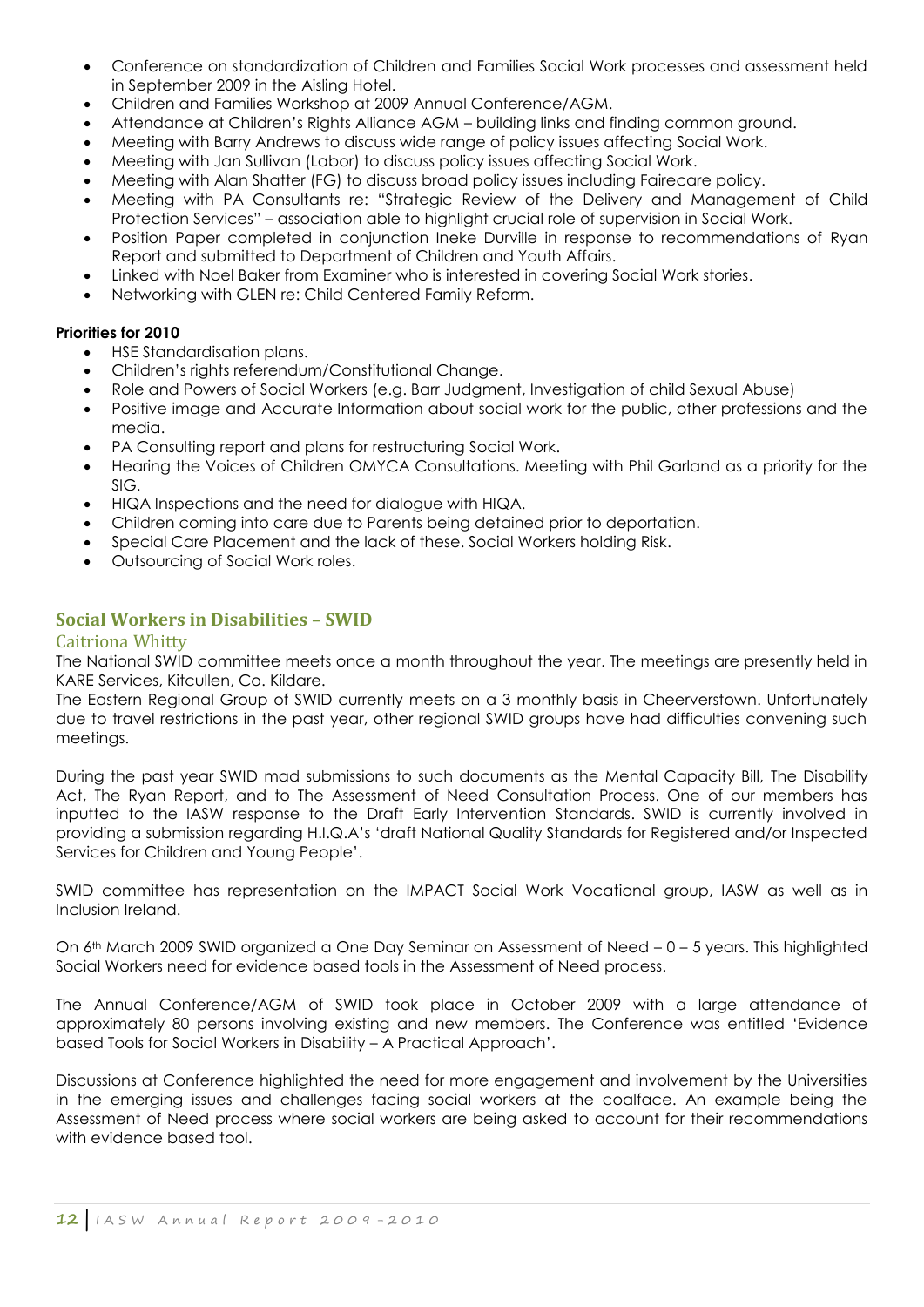- Conference on standardization of Children and Families Social Work processes and assessment held in September 2009 in the Aisling Hotel.
- Children and Families Workshop at 2009 Annual Conference/AGM.
- Attendance at Children's Rights Alliance AGM – building links and finding common ground.
- Meeting with Barry Andrews to discuss wide range of policy issues affecting Social Work.
- Meeting with Jan Sullivan (Labor) to discuss policy issues affecting Social Work.
- Meeting with Alan Shatter (FG) to discuss broad policy issues including Fairecare policy.
- Meeting with PA Consultants re: "Strategic Review of the Delivery and Management of Child Protection Services" – association able to highlight crucial role of supervision in Social Work.
- Position Paper completed in conjunction Ineke Durville in response to recommendations of Ryan Report and submitted to Department of Children and Youth Affairs.
- Linked with Noel Baker from Examiner who is interested in covering Social Work stories.
- Networking with GLEN re: Child Centered Family Reform.

**Priorities for 2010**

- HSE Standardisation plans.
- Children's rights referendum/Constitutional Change.
- Role and Powers of Social Workers (e.g. Barr Judgment, Investigation of child Sexual Abuse)
- Positive image and Accurate Information about social work for the public, other professions and the media.
- PA Consulting report and plans for restructuring Social Work.
- Hearing the Voices of Children OMYCA Consultations. Meeting with Phil Garland as a priority for the SIG.
- HIQA Inspections and the need for dialogue with HIQA.
- Children coming into care due to Parents being detained prior to deportation.
- Special Care Placement and the lack of these. Social Workers holding Risk.
- Outsourcing of Social Work roles.

## Social Workers in Disabilities – SWID

### Caitriona Whitty

The National SWID committee meets once a month throughout the year. The meetings are presently held in KARE Services, Kitcullen, Co. Kildare.
The Eastern Regional Group of SWID currently meets on a 3 monthly basis in Cheerverstown. Unfortunately due to travel restrictions in the past year, other regional SWID groups have had difficulties convening such meetings.

During the past year SWID mad submissions to such documents as the Mental Capacity Bill, The Disability Act, The Ryan Report, and to The Assessment of Need Consultation Process. One of our members has inputted to the IASW response to the Draft Early Intervention Standards. SWID is currently involved in providing a submission regarding H.I.Q.A's 'draft National Quality Standards for Registered and/or Inspected Services for Children and Young People'.

SWID committee has representation on the IMPACT Social Work Vocational group, IASW as well as in Inclusion Ireland.

On 6th March 2009 SWID organized a One Day Seminar on Assessment of Need – 0 – 5 years. This highlighted Social Workers need for evidence based tools in the Assessment of Need process.

The Annual Conference/AGM of SWID took place in October 2009 with a large attendance of approximately 80 persons involving existing and new members. The Conference was entitled 'Evidence based Tools for Social Workers in Disability – A Practical Approach'.

Discussions at Conference highlighted the need for more engagement and involvement by the Universities in the emerging issues and challenges facing social workers at the coalface. An example being the Assessment of Need process where social workers are being asked to account for their recommendations with evidence based tool.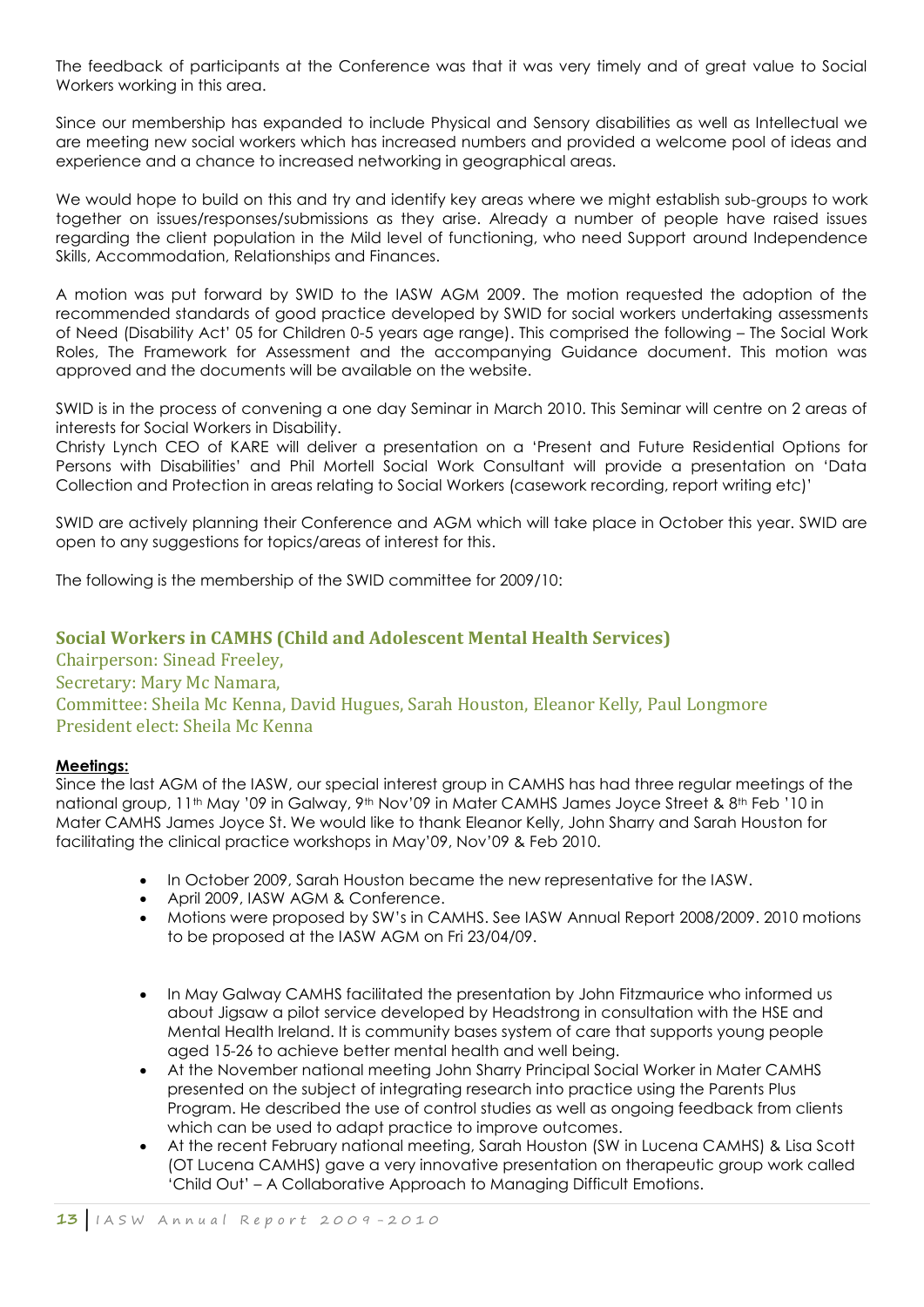The feedback of participants at the Conference was that it was very timely and of great value to Social Workers working in this area.

Since our membership has expanded to include Physical and Sensory disabilities as well as Intellectual we are meeting new social workers which has increased numbers and provided a welcome pool of ideas and experience and a chance to increased networking in geographical areas.

We would hope to build on this and try and identify key areas where we might establish sub-groups to work together on issues/responses/submissions as they arise. Already a number of people have raised issues regarding the client population in the Mild level of functioning, who need Support around Independence Skills, Accommodation, Relationships and Finances.

A motion was put forward by SWID to the IASW AGM 2009. The motion requested the adoption of the recommended standards of good practice developed by SWID for social workers undertaking assessments of Need (Disability Act' 05 for Children 0-5 years age range). This comprised the following – The Social Work Roles, The Framework for Assessment and the accompanying Guidance document. This motion was approved and the documents will be available on the website.

SWID is in the process of convening a one day Seminar in March 2010. This Seminar will centre on 2 areas of interests for Social Workers in Disability.

Christy Lynch CEO of KARE will deliver a presentation on a 'Present and Future Residential Options for Persons with Disabilities' and Phil Mortell Social Work Consultant will provide a presentation on 'Data Collection and Protection in areas relating to Social Workers (casework recording, report writing etc)'

SWID are actively planning their Conference and AGM which will take place in October this year. SWID are open to any suggestions for topics/areas of interest for this.

The following is the membership of the SWID committee for 2009/10:

## Social Workers in CAMHS (Child and Adolescent Mental Health Services)

Chairperson: Sinead Freeley,
Secretary: Mary Mc Namara,
Committee: Sheila Mc Kenna, David Hugues, Sarah Houston, Eleanor Kelly, Paul Longmore
President elect: Sheila Mc Kenna

**Meetings:**

Since the last AGM of the IASW, our special interest group in CAMHS has had three regular meetings of the national group, 11th May '09 in Galway, 9th Nov'09 in Mater CAMHS James Joyce Street & 8th Feb '10 in Mater CAMHS James Joyce St. We would like to thank Eleanor Kelly, John Sharry and Sarah Houston for facilitating the clinical practice workshops in May'09, Nov'09 & Feb 2010.

- In October 2009, Sarah Houston became the new representative for the IASW.
- April 2009, IASW AGM & Conference.
- Motions were proposed by SW's in CAMHS. See IASW Annual Report 2008/2009. 2010 motions to be proposed at the IASW AGM on Fri 23/04/09.

- In May Galway CAMHS facilitated the presentation by John Fitzmaurice who informed us about Jigsaw a pilot service developed by Headstrong in consultation with the HSE and Mental Health Ireland. It is community bases system of care that supports young people aged 15-26 to achieve better mental health and well being.
- At the November national meeting John Sharry Principal Social Worker in Mater CAMHS presented on the subject of integrating research into practice using the Parents Plus Program. He described the use of control studies as well as ongoing feedback from clients which can be used to adapt practice to improve outcomes.
- At the recent February national meeting, Sarah Houston (SW in Lucena CAMHS) & Lisa Scott (OT Lucena CAMHS) gave a very innovative presentation on therapeutic group work called 'Child Out' – A Collaborative Approach to Managing Difficult Emotions.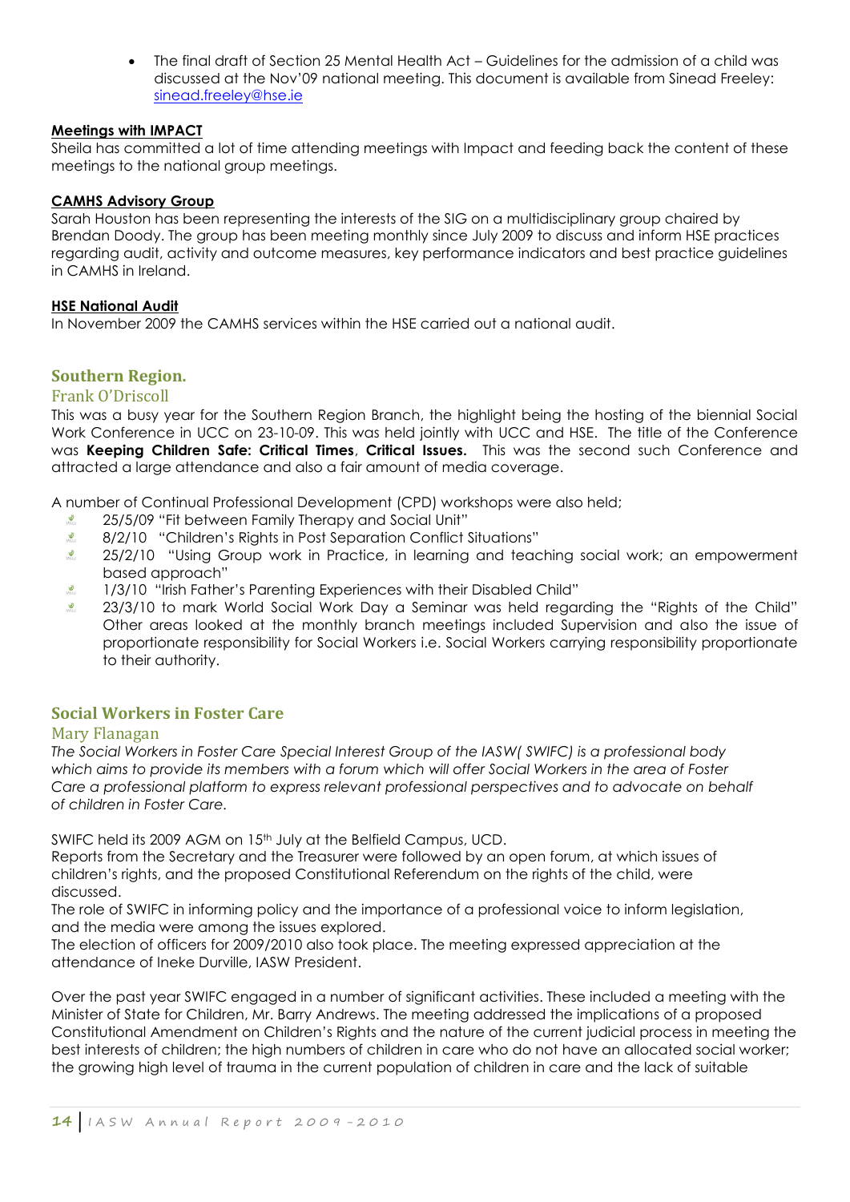- The final draft of Section 25 Mental Health Act – Guidelines for the admission of a child was discussed at the Nov'09 national meeting. This document is available from Sinead Freeley: sinead.freeley@hse.ie

**Meetings with IMPACT**

Sheila has committed a lot of time attending meetings with Impact and feeding back the content of these meetings to the national group meetings.

**CAMHS Advisory Group**

Sarah Houston has been representing the interests of the SIG on a multidisciplinary group chaired by Brendan Doody. The group has been meeting monthly since July 2009 to discuss and inform HSE practices regarding audit, activity and outcome measures, key performance indicators and best practice guidelines in CAMHS in Ireland.

**HSE National Audit**

In November 2009 the CAMHS services within the HSE carried out a national audit.

## Southern Region.

### Frank O'Driscoll

This was a busy year for the Southern Region Branch, the highlight being the hosting of the biennial Social Work Conference in UCC on 23-10-09. This was held jointly with UCC and HSE. The title of the Conference was **Keeping Children Safe: Critical Times**, **Critical Issues.** This was the second such Conference and attracted a large attendance and also a fair amount of media coverage.

A number of Continual Professional Development (CPD) workshops were also held;

- 25/5/09 "Fit between Family Therapy and Social Unit"
- 8/2/10 "Children's Rights in Post Separation Conflict Situations"
- 25/2/10 "Using Group work in Practice, in learning and teaching social work; an empowerment based approach"
- 1/3/10 "Irish Father's Parenting Experiences with their Disabled Child"
- 23/3/10 to mark World Social Work Day a Seminar was held regarding the "Rights of the Child" Other areas looked at the monthly branch meetings included Supervision and also the issue of proportionate responsibility for Social Workers i.e. Social Workers carrying responsibility proportionate to their authority.

## Social Workers in Foster Care

### Mary Flanagan

*The Social Workers in Foster Care Special Interest Group of the IASW( SWIFC) is a professional body which aims to provide its members with a forum which will offer Social Workers in the area of Foster Care a professional platform to express relevant professional perspectives and to advocate on behalf of children in Foster Care.*

SWIFC held its 2009 AGM on 15th July at the Belfield Campus, UCD.

Reports from the Secretary and the Treasurer were followed by an open forum, at which issues of children's rights, and the proposed Constitutional Referendum on the rights of the child, were discussed.

The role of SWIFC in informing policy and the importance of a professional voice to inform legislation, and the media were among the issues explored.

The election of officers for 2009/2010 also took place. The meeting expressed appreciation at the attendance of Ineke Durville, IASW President.

Over the past year SWIFC engaged in a number of significant activities. These included a meeting with the Minister of State for Children, Mr. Barry Andrews. The meeting addressed the implications of a proposed Constitutional Amendment on Children's Rights and the nature of the current judicial process in meeting the best interests of children; the high numbers of children in care who do not have an allocated social worker; the growing high level of trauma in the current population of children in care and the lack of suitable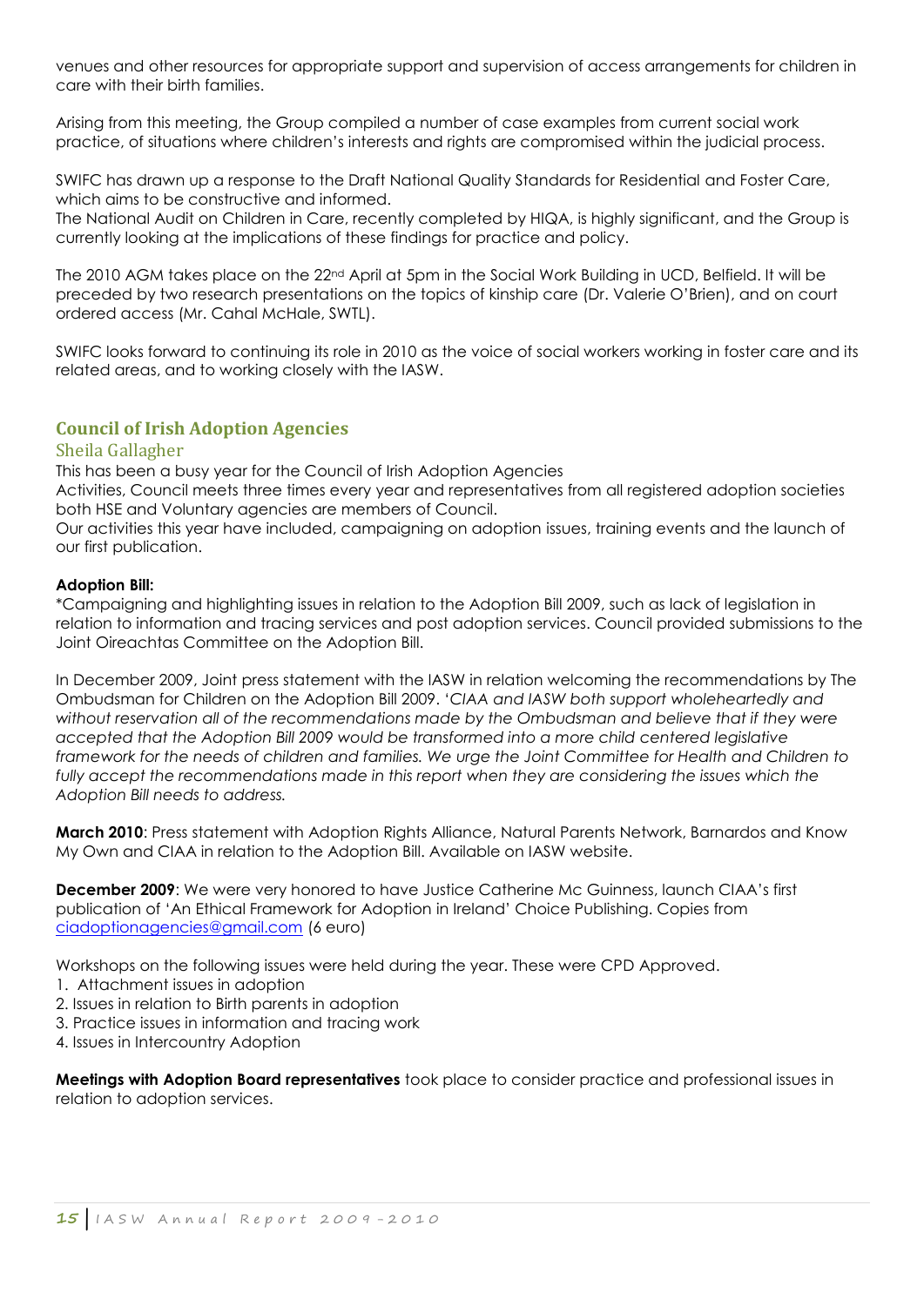venues and other resources for appropriate support and supervision of access arrangements for children in care with their birth families.

Arising from this meeting, the Group compiled a number of case examples from current social work practice, of situations where children's interests and rights are compromised within the judicial process.

SWIFC has drawn up a response to the Draft National Quality Standards for Residential and Foster Care, which aims to be constructive and informed.
The National Audit on Children in Care, recently completed by HIQA, is highly significant, and the Group is currently looking at the implications of these findings for practice and policy.

The 2010 AGM takes place on the 22nd April at 5pm in the Social Work Building in UCD, Belfield. It will be preceded by two research presentations on the topics of kinship care (Dr. Valerie O'Brien), and on court ordered access (Mr. Cahal McHale, SWTL).

SWIFC looks forward to continuing its role in 2010 as the voice of social workers working in foster care and its related areas, and to working closely with the IASW.

## Council of Irish Adoption Agencies

### Sheila Gallagher

This has been a busy year for the Council of Irish Adoption Agencies
Activities, Council meets three times every year and representatives from all registered adoption societies both HSE and Voluntary agencies are members of Council.
Our activities this year have included, campaigning on adoption issues, training events and the launch of our first publication.

**Adoption Bill:**
*Campaigning and highlighting issues in relation to the Adoption Bill 2009, such as lack of legislation in relation to information and tracing services and post adoption services. Council provided submissions to the Joint Oireachtas Committee on the Adoption Bill.

In December 2009, Joint press statement with the IASW in relation welcoming the recommendations by The Ombudsman for Children on the Adoption Bill 2009. '*CIAA and IASW both support wholeheartedly and without reservation all of the recommendations made by the Ombudsman and believe that if they were accepted that the Adoption Bill 2009 would be transformed into a more child centered legislative framework for the needs of children and families. We urge the Joint Committee for Health and Children to fully accept the recommendations made in this report when they are considering the issues which the Adoption Bill needs to address.*

**March 2010**: Press statement with Adoption Rights Alliance, Natural Parents Network, Barnardos and Know My Own and CIAA in relation to the Adoption Bill. Available on IASW website.

**December 2009**: We were very honored to have Justice Catherine Mc Guinness, launch CIAA's first publication of 'An Ethical Framework for Adoption in Ireland' Choice Publishing. Copies from ciadoptionagencies@gmail.com (6 euro)

Workshops on the following issues were held during the year. These were CPD Approved.

1. Attachment issues in adoption
2. Issues in relation to Birth parents in adoption
3. Practice issues in information and tracing work
4. Issues in Intercountry Adoption

**Meetings with Adoption Board representatives** took place to consider practice and professional issues in relation to adoption services.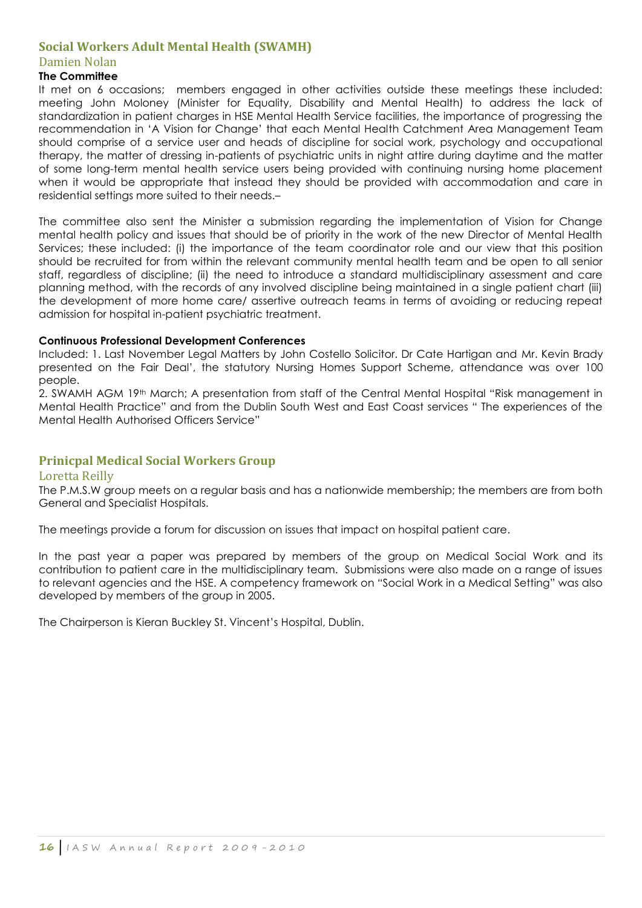## Social Workers Adult Mental Health (SWAMH)

### Damien Nolan

**The Committee**

It met on 6 occasions; members engaged in other activities outside these meetings these included: meeting John Moloney (Minister for Equality, Disability and Mental Health) to address the lack of standardization in patient charges in HSE Mental Health Service facilities, the importance of progressing the recommendation in 'A Vision for Change' that each Mental Health Catchment Area Management Team should comprise of a service user and heads of discipline for social work, psychology and occupational therapy, the matter of dressing in-patients of psychiatric units in night attire during daytime and the matter of some long-term mental health service users being provided with continuing nursing home placement when it would be appropriate that instead they should be provided with accommodation and care in residential settings more suited to their needs.–

The committee also sent the Minister a submission regarding the implementation of Vision for Change mental health policy and issues that should be of priority in the work of the new Director of Mental Health Services; these included: (i) the importance of the team coordinator role and our view that this position should be recruited for from within the relevant community mental health team and be open to all senior staff, regardless of discipline; (ii) the need to introduce a standard multidisciplinary assessment and care planning method, with the records of any involved discipline being maintained in a single patient chart (iii) the development of more home care/ assertive outreach teams in terms of avoiding or reducing repeat admission for hospital in-patient psychiatric treatment.

**Continuous Professional Development Conferences**

Included: 1. Last November Legal Matters by John Costello Solicitor. Dr Cate Hartigan and Mr. Kevin Brady presented on the Fair Deal', the statutory Nursing Homes Support Scheme, attendance was over 100 people.

2. SWAMH AGM 19th March; A presentation from staff of the Central Mental Hospital "Risk management in Mental Health Practice" and from the Dublin South West and East Coast services " The experiences of the Mental Health Authorised Officers Service"

## Prinicpal Medical Social Workers Group

### Loretta Reilly

The P.M.S.W group meets on a regular basis and has a nationwide membership; the members are from both General and Specialist Hospitals.

The meetings provide a forum for discussion on issues that impact on hospital patient care.

In the past year a paper was prepared by members of the group on Medical Social Work and its contribution to patient care in the multidisciplinary team. Submissions were also made on a range of issues to relevant agencies and the HSE. A competency framework on "Social Work in a Medical Setting" was also developed by members of the group in 2005.

The Chairperson is Kieran Buckley St. Vincent's Hospital, Dublin.